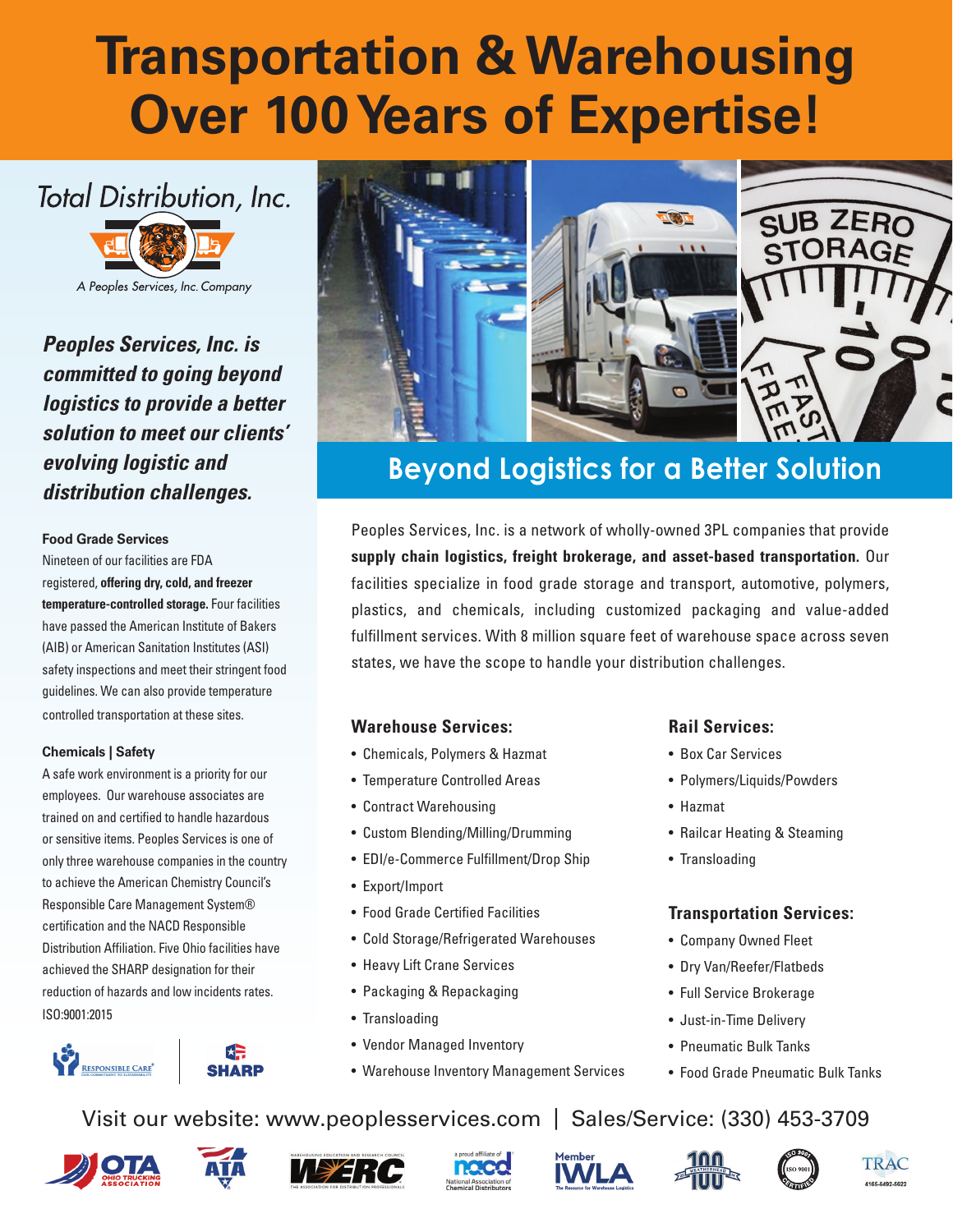# Transportation & Warehousing Over 100 Years of Expertise!

Total Distribution, Inc.

A Peoples Services, Inc. Company

***Peoples Services, Inc. is committed to going beyond logistics to provide a better solution to meet our clients' evolving logistic and distribution challenges.***

### Food Grade Services

Nineteen of our facilities are FDA registered, **offering dry, cold, and freezer temperature-controlled storage.** Four facilities have passed the American Institute of Bakers (AIB) or American Sanitation Institutes (ASI) safety inspections and meet their stringent food guidelines. We can also provide temperature controlled transportation at these sites.

### Chemicals | Safety

A safe work environment is a priority for our employees. Our warehouse associates are trained on and certified to handle hazardous or sensitive items. Peoples Services is one of only three warehouse companies in the country to achieve the American Chemistry Council's Responsible Care Management System® certification and the NACD Responsible Distribution Affiliation. Five Ohio facilities have achieved the SHARP designation for their reduction of hazards and low incidents rates. ISO:9001:2015

SUB ZERO STORAGE

## Beyond Logistics for a Better Solution

Peoples Services, Inc. is a network of wholly-owned 3PL companies that provide **supply chain logistics, freight brokerage, and asset-based transportation.** Our facilities specialize in food grade storage and transport, automotive, polymers, plastics, and chemicals, including customized packaging and value-added fulfillment services. With 8 million square feet of warehouse space across seven states, we have the scope to handle your distribution challenges.

### Warehouse Services:

- Chemicals, Polymers & Hazmat
- Temperature Controlled Areas
- Contract Warehousing
- Custom Blending/Milling/Drumming
- EDI/e-Commerce Fulfillment/Drop Ship
- Export/Import
- Food Grade Certified Facilities
- Cold Storage/Refrigerated Warehouses
- Heavy Lift Crane Services
- Packaging & Repackaging
- Transloading
- Vendor Managed Inventory
- Warehouse Inventory Management Services

### Rail Services:

- Box Car Services
- Polymers/Liquids/Powders
- Hazmat
- Railcar Heating & Steaming
- Transloading

### Transportation Services:

- Company Owned Fleet
- Dry Van/Reefer/Flatbeds
- Full Service Brokerage
- Just-in-Time Delivery
- Pneumatic Bulk Tanks
- Food Grade Pneumatic Bulk Tanks

Visit our website: www.peoplesservices.com | Sales/Service: (330) 453-3709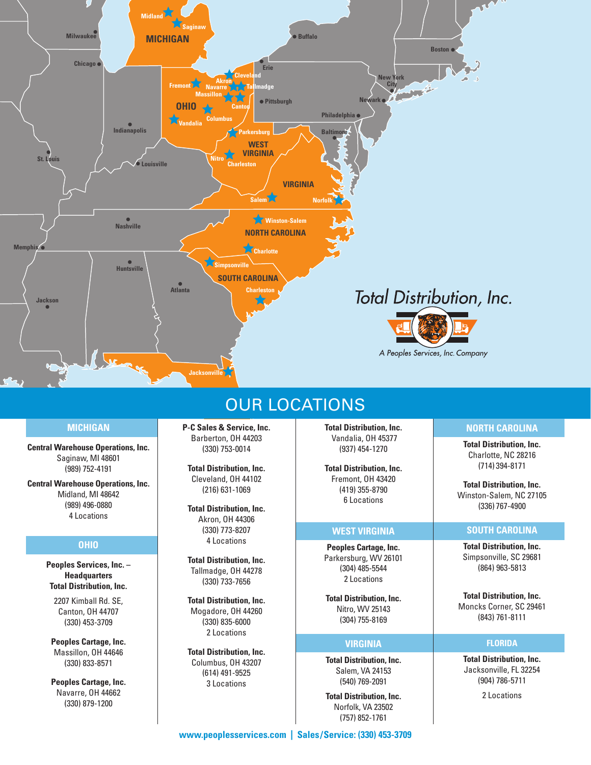Total Distribution, Inc.

A Peoples Services, Inc. Company

# OUR LOCATIONS

## MICHIGAN

**Central Warehouse Operations, Inc.**
Saginaw, MI 48601
(989) 752-4191

**Central Warehouse Operations, Inc.**
Midland, MI 48642
(989) 496-0880
4 Locations

## OHIO

**Peoples Services, Inc. – Headquarters**
**Total Distribution, Inc.**
2207 Kimball Rd. SE,
Canton, OH 44707
(330) 453-3709

**Peoples Cartage, Inc.**
Massillon, OH 44646
(330) 833-8571

**Peoples Cartage, Inc.**
Navarre, OH 44662
(330) 879-1200

**P-C Sales & Service, Inc.**
Barberton, OH 44203
(330) 753-0014

**Total Distribution, Inc.**
Cleveland, OH 44102
(216) 631-1069

**Total Distribution, Inc.**
Akron, OH 44306
(330) 773-8207
4 Locations

**Total Distribution, Inc.**
Tallmadge, OH 44278
(330) 733-7656

**Total Distribution, Inc.**
Mogadore, OH 44260
(330) 835-6000
2 Locations

**Total Distribution, Inc.**
Columbus, OH 43207
(614) 491-9525
3 Locations

**Total Distribution, Inc.**
Vandalia, OH 45377
(937) 454-1270

**Total Distribution, Inc.**
Fremont, OH 43420
(419) 355-8790
6 Locations

## WEST VIRGINIA

**Peoples Cartage, Inc.**
Parkersburg, WV 26101
(304) 485-5544
2 Locations

**Total Distribution, Inc.**
Nitro, WV 25143
(304) 755-8169

## VIRGINIA

**Total Distribution, Inc.**
Salem, VA 24153
(540) 769-2091

**Total Distribution, Inc.**
Norfolk, VA 23502
(757) 852-1761

## NORTH CAROLINA

**Total Distribution, Inc.**
Charlotte, NC 28216
(714) 394-8171

**Total Distribution, Inc.**
Winston-Salem, NC 27105
(336) 767-4900

## SOUTH CAROLINA

**Total Distribution, Inc.**
Simpsonville, SC 29681
(864) 963-5813

**Total Distribution, Inc.**
Moncks Corner, SC 29461
(843) 761-8111

## FLORIDA

**Total Distribution, Inc.**
Jacksonville, FL 32254
(904) 786-5711

2 Locations

**www.peoplesservices.com | Sales/Service: (330) 453-3709**